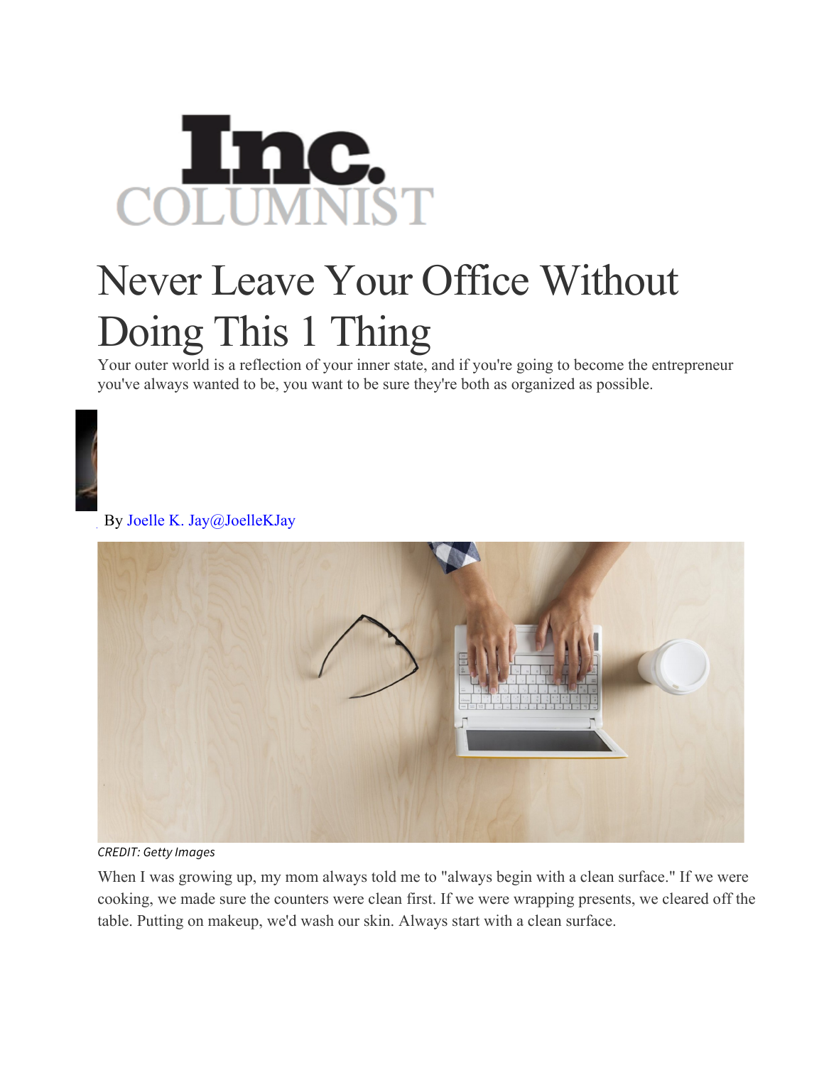**Inc.**
**COLUMNIST**

# Never Leave Your Office Without Doing This 1 Thing

Your outer world is a reflection of your inner state, and if you're going to become the entrepreneur you've always wanted to be, you want to be sure they're both as organized as possible.

By Joelle K. Jay@JoelleKJay

*CREDIT: Getty Images*

When I was growing up, my mom always told me to "always begin with a clean surface." If we were cooking, we made sure the counters were clean first. If we were wrapping presents, we cleared off the table. Putting on makeup, we'd wash our skin. Always start with a clean surface.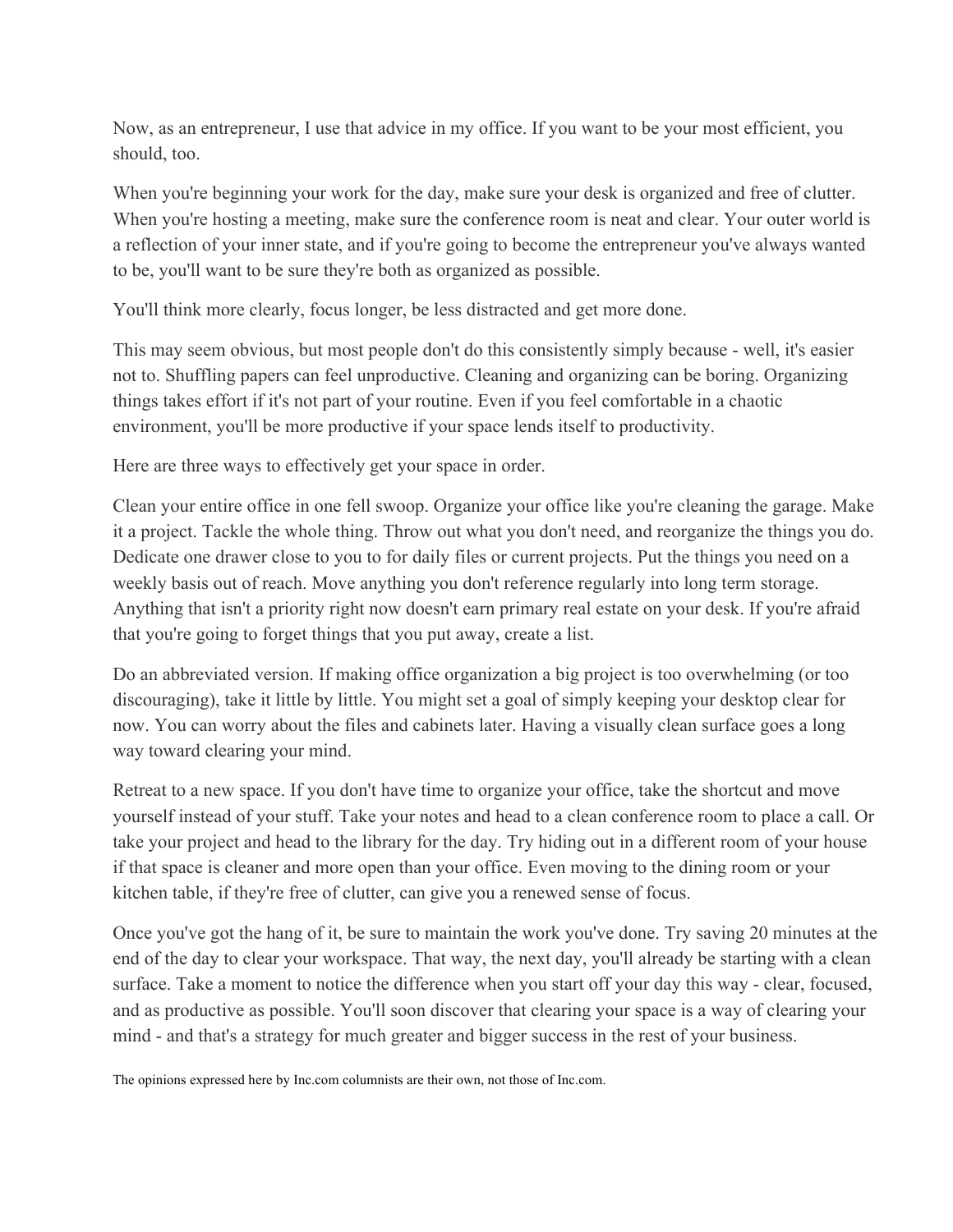Now, as an entrepreneur, I use that advice in my office. If you want to be your most efficient, you should, too.

When you're beginning your work for the day, make sure your desk is organized and free of clutter. When you're hosting a meeting, make sure the conference room is neat and clear. Your outer world is a reflection of your inner state, and if you're going to become the entrepreneur you've always wanted to be, you'll want to be sure they're both as organized as possible.

You'll think more clearly, focus longer, be less distracted and get more done.

This may seem obvious, but most people don't do this consistently simply because - well, it's easier not to. Shuffling papers can feel unproductive. Cleaning and organizing can be boring. Organizing things takes effort if it's not part of your routine. Even if you feel comfortable in a chaotic environment, you'll be more productive if your space lends itself to productivity.

Here are three ways to effectively get your space in order.

Clean your entire office in one fell swoop. Organize your office like you're cleaning the garage. Make it a project. Tackle the whole thing. Throw out what you don't need, and reorganize the things you do. Dedicate one drawer close to you to for daily files or current projects. Put the things you need on a weekly basis out of reach. Move anything you don't reference regularly into long term storage. Anything that isn't a priority right now doesn't earn primary real estate on your desk. If you're afraid that you're going to forget things that you put away, create a list.

Do an abbreviated version. If making office organization a big project is too overwhelming (or too discouraging), take it little by little. You might set a goal of simply keeping your desktop clear for now. You can worry about the files and cabinets later. Having a visually clean surface goes a long way toward clearing your mind.

Retreat to a new space. If you don't have time to organize your office, take the shortcut and move yourself instead of your stuff. Take your notes and head to a clean conference room to place a call. Or take your project and head to the library for the day. Try hiding out in a different room of your house if that space is cleaner and more open than your office. Even moving to the dining room or your kitchen table, if they're free of clutter, can give you a renewed sense of focus.

Once you've got the hang of it, be sure to maintain the work you've done. Try saving 20 minutes at the end of the day to clear your workspace. That way, the next day, you'll already be starting with a clean surface. Take a moment to notice the difference when you start off your day this way - clear, focused, and as productive as possible. You'll soon discover that clearing your space is a way of clearing your mind - and that's a strategy for much greater and bigger success in the rest of your business.

The opinions expressed here by Inc.com columnists are their own, not those of Inc.com.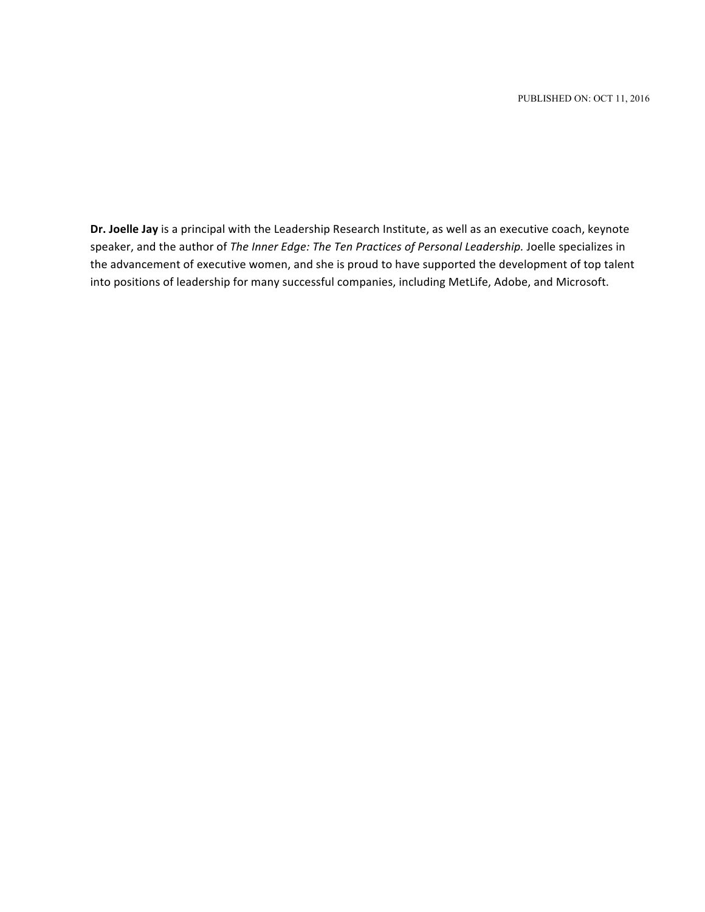PUBLISHED ON: OCT 11, 2016

**Dr. Joelle Jay** is a principal with the Leadership Research Institute, as well as an executive coach, keynote speaker, and the author of *The Inner Edge: The Ten Practices of Personal Leadership.* Joelle specializes in the advancement of executive women, and she is proud to have supported the development of top talent into positions of leadership for many successful companies, including MetLife, Adobe, and Microsoft.